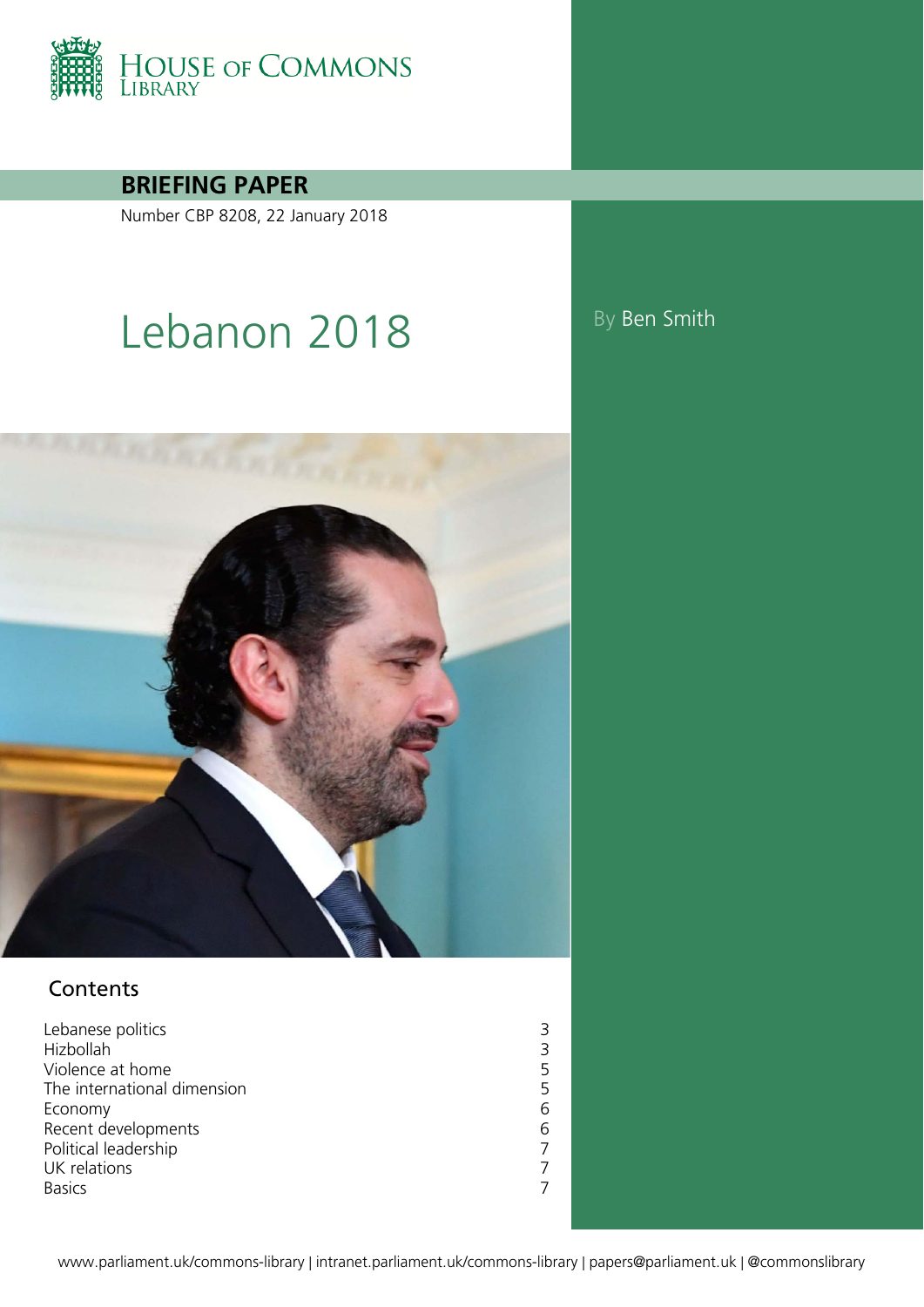HOUSE OF COMMONS LIBRARY

**BRIEFING PAPER**

Number CBP 8208, 22 January 2018

# Lebanon 2018

By Ben Smith

## Contents

| | |
|---|---|
| Lebanese politics | 3 |
| Hizbollah | 3 |
| Violence at home | 5 |
| The international dimension | 5 |
| Economy | 6 |
| Recent developments | 6 |
| Political leadership | 7 |
| UK relations | 7 |
| Basics | 7 |

www.parliament.uk/commons-library | intranet.parliament.uk/commons-library | papers@parliament.uk | @commonslibrary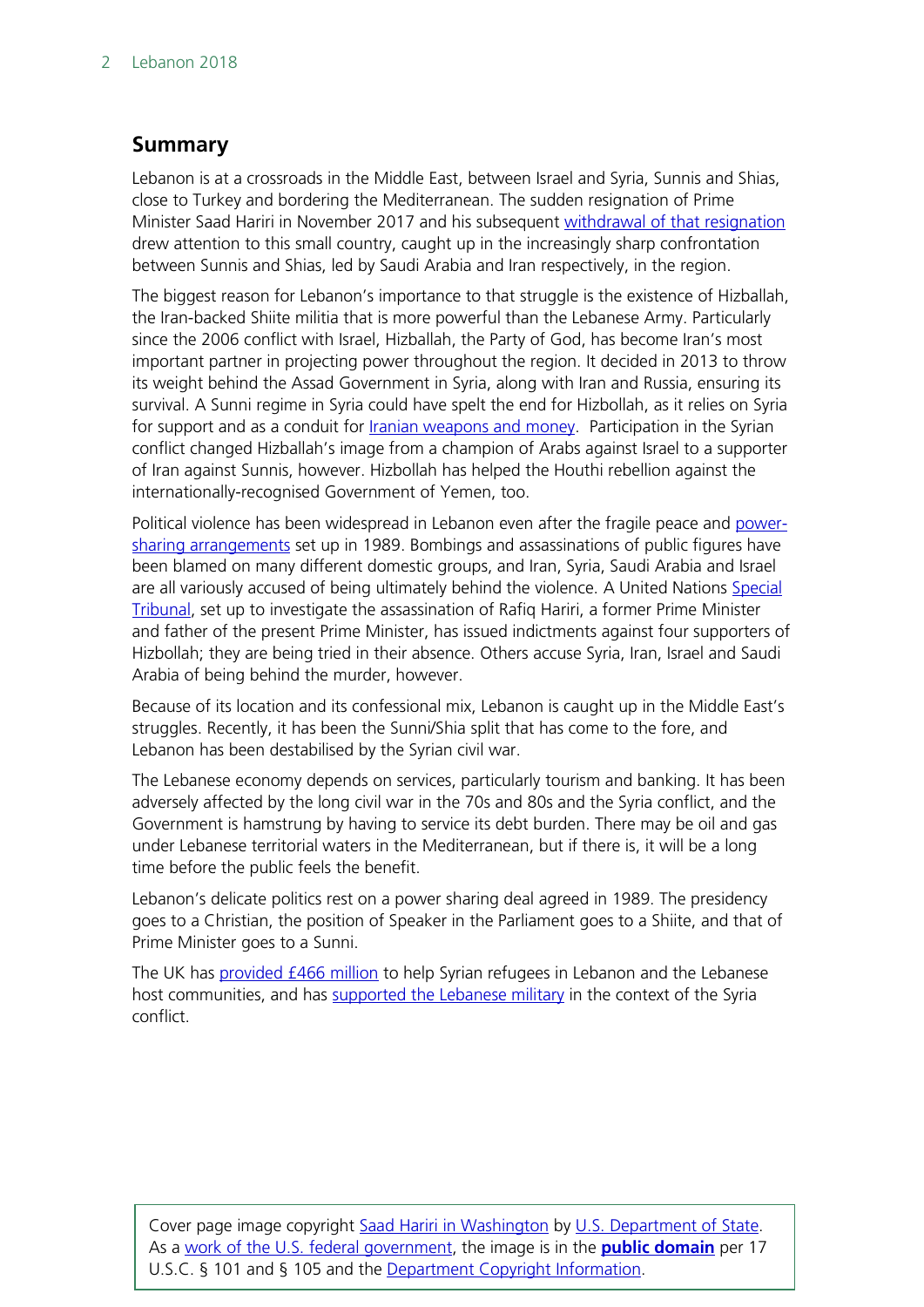## Summary

Lebanon is at a crossroads in the Middle East, between Israel and Syria, Sunnis and Shias, close to Turkey and bordering the Mediterranean. The sudden resignation of Prime Minister Saad Hariri in November 2017 and his subsequent withdrawal of that resignation drew attention to this small country, caught up in the increasingly sharp confrontation between Sunnis and Shias, led by Saudi Arabia and Iran respectively, in the region.

The biggest reason for Lebanon's importance to that struggle is the existence of Hizballah, the Iran-backed Shiite militia that is more powerful than the Lebanese Army. Particularly since the 2006 conflict with Israel, Hizballah, the Party of God, has become Iran's most important partner in projecting power throughout the region. It decided in 2013 to throw its weight behind the Assad Government in Syria, along with Iran and Russia, ensuring its survival. A Sunni regime in Syria could have spelt the end for Hizbollah, as it relies on Syria for support and as a conduit for Iranian weapons and money. Participation in the Syrian conflict changed Hizballah's image from a champion of Arabs against Israel to a supporter of Iran against Sunnis, however. Hizbollah has helped the Houthi rebellion against the internationally-recognised Government of Yemen, too.

Political violence has been widespread in Lebanon even after the fragile peace and power-sharing arrangements set up in 1989. Bombings and assassinations of public figures have been blamed on many different domestic groups, and Iran, Syria, Saudi Arabia and Israel are all variously accused of being ultimately behind the violence. A United Nations Special Tribunal, set up to investigate the assassination of Rafiq Hariri, a former Prime Minister and father of the present Prime Minister, has issued indictments against four supporters of Hizbollah; they are being tried in their absence. Others accuse Syria, Iran, Israel and Saudi Arabia of being behind the murder, however.

Because of its location and its confessional mix, Lebanon is caught up in the Middle East's struggles. Recently, it has been the Sunni/Shia split that has come to the fore, and Lebanon has been destabilised by the Syrian civil war.

The Lebanese economy depends on services, particularly tourism and banking. It has been adversely affected by the long civil war in the 70s and 80s and the Syria conflict, and the Government is hamstrung by having to service its debt burden. There may be oil and gas under Lebanese territorial waters in the Mediterranean, but if there is, it will be a long time before the public feels the benefit.

Lebanon's delicate politics rest on a power sharing deal agreed in 1989. The presidency goes to a Christian, the position of Speaker in the Parliament goes to a Shiite, and that of Prime Minister goes to a Sunni.

The UK has provided £466 million to help Syrian refugees in Lebanon and the Lebanese host communities, and has supported the Lebanese military in the context of the Syria conflict.

Cover page image copyright Saad Hariri in Washington by U.S. Department of State. As a work of the U.S. federal government, the image is in the **public domain** per 17 U.S.C. § 101 and § 105 and the Department Copyright Information.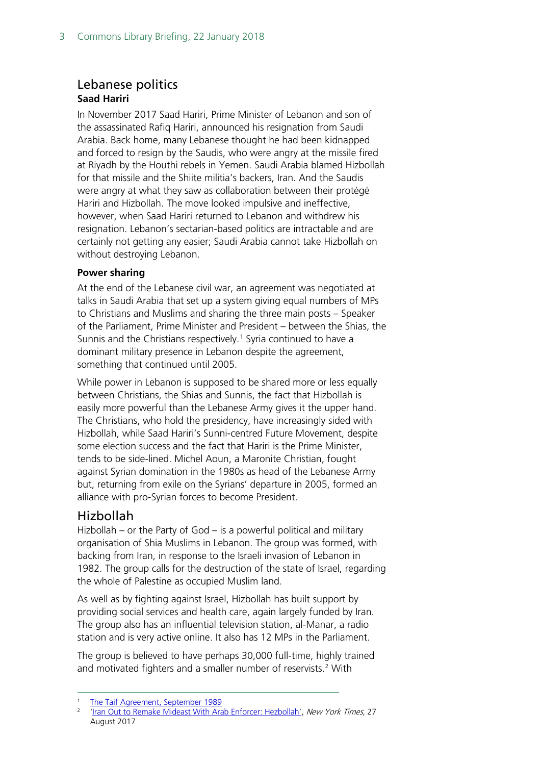## Lebanese politics

### Saad Hariri

In November 2017 Saad Hariri, Prime Minister of Lebanon and son of the assassinated Rafiq Hariri, announced his resignation from Saudi Arabia. Back home, many Lebanese thought he had been kidnapped and forced to resign by the Saudis, who were angry at the missile fired at Riyadh by the Houthi rebels in Yemen. Saudi Arabia blamed Hizbollah for that missile and the Shiite militia's backers, Iran. And the Saudis were angry at what they saw as collaboration between their protégé Hariri and Hizbollah. The move looked impulsive and ineffective, however, when Saad Hariri returned to Lebanon and withdrew his resignation. Lebanon's sectarian-based politics are intractable and are certainly not getting any easier; Saudi Arabia cannot take Hizbollah on without destroying Lebanon.

### Power sharing

At the end of the Lebanese civil war, an agreement was negotiated at talks in Saudi Arabia that set up a system giving equal numbers of MPs to Christians and Muslims and sharing the three main posts – Speaker of the Parliament, Prime Minister and President – between the Shias, the Sunnis and the Christians respectively.[1] Syria continued to have a dominant military presence in Lebanon despite the agreement, something that continued until 2005.

While power in Lebanon is supposed to be shared more or less equally between Christians, the Shias and Sunnis, the fact that Hizbollah is easily more powerful than the Lebanese Army gives it the upper hand. The Christians, who hold the presidency, have increasingly sided with Hizbollah, while Saad Hariri's Sunni-centred Future Movement, despite some election success and the fact that Hariri is the Prime Minister, tends to be side-lined. Michel Aoun, a Maronite Christian, fought against Syrian domination in the 1980s as head of the Lebanese Army but, returning from exile on the Syrians' departure in 2005, formed an alliance with pro-Syrian forces to become President.

## Hizbollah

Hizbollah – or the Party of God – is a powerful political and military organisation of Shia Muslims in Lebanon. The group was formed, with backing from Iran, in response to the Israeli invasion of Lebanon in 1982. The group calls for the destruction of the state of Israel, regarding the whole of Palestine as occupied Muslim land.

As well as by fighting against Israel, Hizbollah has built support by providing social services and health care, again largely funded by Iran. The group also has an influential television station, al-Manar, a radio station and is very active online. It also has 12 MPs in the Parliament.

The group is believed to have perhaps 30,000 full-time, highly trained and motivated fighters and a smaller number of reservists.[2] With

---

[1] The Taif Agreement, September 1989

[2] 'Iran Out to Remake Mideast With Arab Enforcer: Hezbollah', *New York Times,* 27 August 2017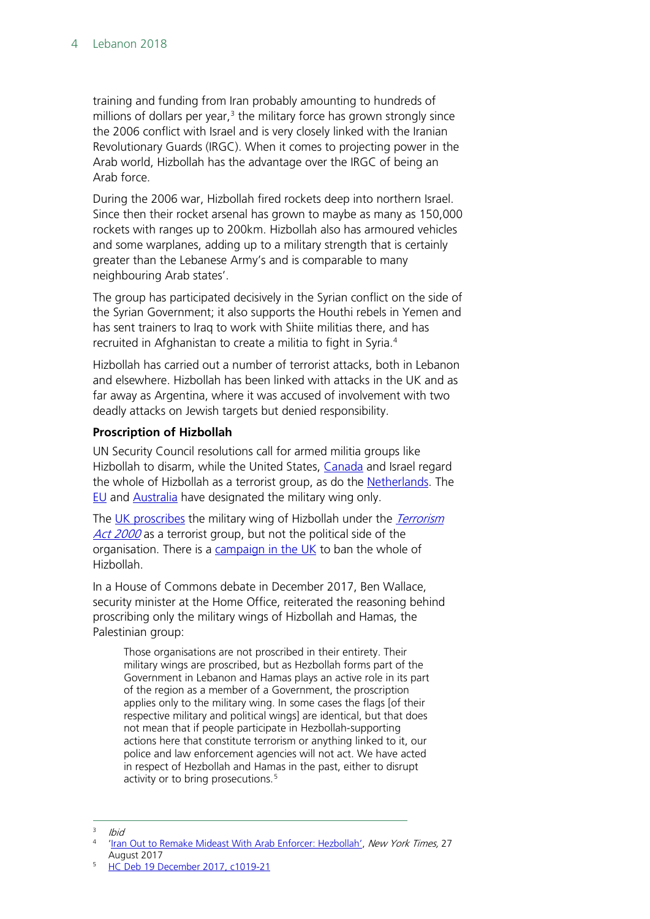training and funding from Iran probably amounting to hundreds of millions of dollars per year,[3] the military force has grown strongly since the 2006 conflict with Israel and is very closely linked with the Iranian Revolutionary Guards (IRGC). When it comes to projecting power in the Arab world, Hizbollah has the advantage over the IRGC of being an Arab force.

During the 2006 war, Hizbollah fired rockets deep into northern Israel. Since then their rocket arsenal has grown to maybe as many as 150,000 rockets with ranges up to 200km. Hizbollah also has armoured vehicles and some warplanes, adding up to a military strength that is certainly greater than the Lebanese Army's and is comparable to many neighbouring Arab states'.

The group has participated decisively in the Syrian conflict on the side of the Syrian Government; it also supports the Houthi rebels in Yemen and has sent trainers to Iraq to work with Shiite militias there, and has recruited in Afghanistan to create a militia to fight in Syria.[4]

Hizbollah has carried out a number of terrorist attacks, both in Lebanon and elsewhere. Hizbollah has been linked with attacks in the UK and as far away as Argentina, where it was accused of involvement with two deadly attacks on Jewish targets but denied responsibility.

**Proscription of Hizbollah**

UN Security Council resolutions call for armed militia groups like Hizbollah to disarm, while the United States, Canada and Israel regard the whole of Hizbollah as a terrorist group, as do the Netherlands. The EU and Australia have designated the military wing only.

The UK proscribes the military wing of Hizbollah under the *Terrorism Act 2000* as a terrorist group, but not the political side of the organisation. There is a campaign in the UK to ban the whole of Hizbollah.

In a House of Commons debate in December 2017, Ben Wallace, security minister at the Home Office, reiterated the reasoning behind proscribing only the military wings of Hizbollah and Hamas, the Palestinian group:

> Those organisations are not proscribed in their entirety. Their military wings are proscribed, but as Hezbollah forms part of the Government in Lebanon and Hamas plays an active role in its part of the region as a member of a Government, the proscription applies only to the military wing. In some cases the flags [of their respective military and political wings] are identical, but that does not mean that if people participate in Hezbollah-supporting actions here that constitute terrorism or anything linked to it, our police and law enforcement agencies will not act. We have acted in respect of Hezbollah and Hamas in the past, either to disrupt activity or to bring prosecutions.[5]

---

[3] *Ibid*

[4] 'Iran Out to Remake Mideast With Arab Enforcer: Hezbollah', *New York Times*, 27 August 2017

[5] HC Deb 19 December 2017, c1019-21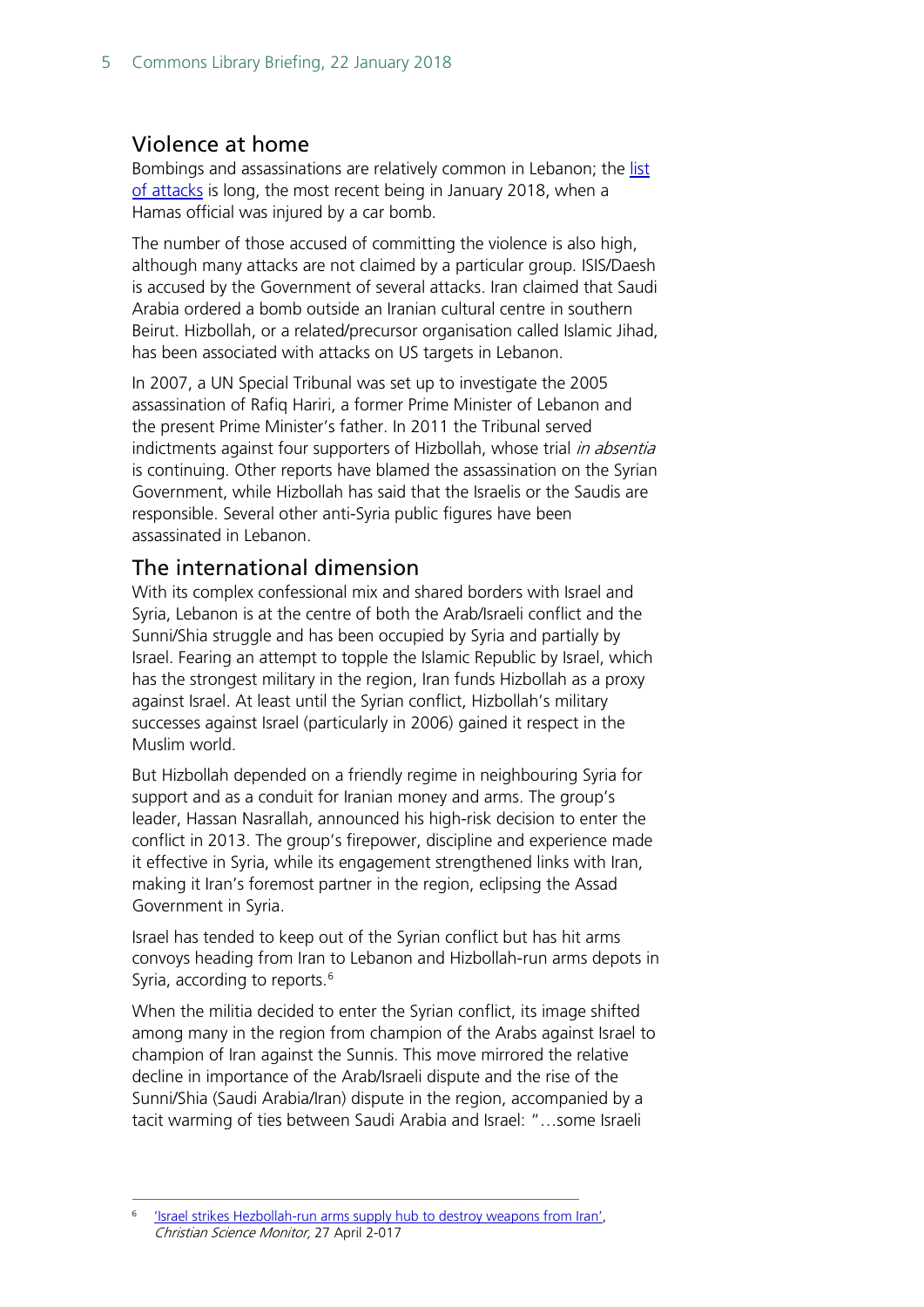## Violence at home

Bombings and assassinations are relatively common in Lebanon; the list of attacks is long, the most recent being in January 2018, when a Hamas official was injured by a car bomb.

The number of those accused of committing the violence is also high, although many attacks are not claimed by a particular group. ISIS/Daesh is accused by the Government of several attacks. Iran claimed that Saudi Arabia ordered a bomb outside an Iranian cultural centre in southern Beirut. Hizbollah, or a related/precursor organisation called Islamic Jihad, has been associated with attacks on US targets in Lebanon.

In 2007, a UN Special Tribunal was set up to investigate the 2005 assassination of Rafiq Hariri, a former Prime Minister of Lebanon and the present Prime Minister's father. In 2011 the Tribunal served indictments against four supporters of Hizbollah, whose trial *in absentia* is continuing. Other reports have blamed the assassination on the Syrian Government, while Hizbollah has said that the Israelis or the Saudis are responsible. Several other anti-Syria public figures have been assassinated in Lebanon.

## The international dimension

With its complex confessional mix and shared borders with Israel and Syria, Lebanon is at the centre of both the Arab/Israeli conflict and the Sunni/Shia struggle and has been occupied by Syria and partially by Israel. Fearing an attempt to topple the Islamic Republic by Israel, which has the strongest military in the region, Iran funds Hizbollah as a proxy against Israel. At least until the Syrian conflict, Hizbollah's military successes against Israel (particularly in 2006) gained it respect in the Muslim world.

But Hizbollah depended on a friendly regime in neighbouring Syria for support and as a conduit for Iranian money and arms. The group's leader, Hassan Nasrallah, announced his high-risk decision to enter the conflict in 2013. The group's firepower, discipline and experience made it effective in Syria, while its engagement strengthened links with Iran, making it Iran's foremost partner in the region, eclipsing the Assad Government in Syria.

Israel has tended to keep out of the Syrian conflict but has hit arms convoys heading from Iran to Lebanon and Hizbollah-run arms depots in Syria, according to reports.[6]

When the militia decided to enter the Syrian conflict, its image shifted among many in the region from champion of the Arabs against Israel to champion of Iran against the Sunnis. This move mirrored the relative decline in importance of the Arab/Israeli dispute and the rise of the Sunni/Shia (Saudi Arabia/Iran) dispute in the region, accompanied by a tacit warming of ties between Saudi Arabia and Israel: "…some Israeli

---

[6] 'Israel strikes Hezbollah-run arms supply hub to destroy weapons from Iran', *Christian Science Monitor,* 27 April 2-017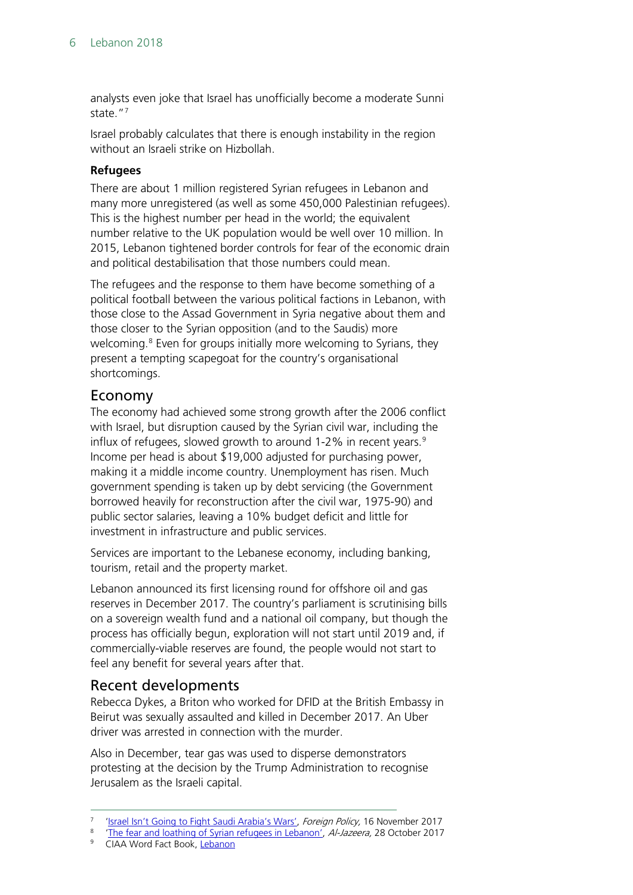analysts even joke that Israel has unofficially become a moderate Sunni state."[7]

Israel probably calculates that there is enough instability in the region without an Israeli strike on Hizbollah.

**Refugees**

There are about 1 million registered Syrian refugees in Lebanon and many more unregistered (as well as some 450,000 Palestinian refugees). This is the highest number per head in the world; the equivalent number relative to the UK population would be well over 10 million. In 2015, Lebanon tightened border controls for fear of the economic drain and political destabilisation that those numbers could mean.

The refugees and the response to them have become something of a political football between the various political factions in Lebanon, with those close to the Assad Government in Syria negative about them and those closer to the Syrian opposition (and to the Saudis) more welcoming.[8] Even for groups initially more welcoming to Syrians, they present a tempting scapegoat for the country's organisational shortcomings.

## Economy

The economy had achieved some strong growth after the 2006 conflict with Israel, but disruption caused by the Syrian civil war, including the influx of refugees, slowed growth to around 1-2% in recent years.[9] Income per head is about $19,000 adjusted for purchasing power, making it a middle income country. Unemployment has risen. Much government spending is taken up by debt servicing (the Government borrowed heavily for reconstruction after the civil war, 1975-90) and public sector salaries, leaving a 10% budget deficit and little for investment in infrastructure and public services.

Services are important to the Lebanese economy, including banking, tourism, retail and the property market.

Lebanon announced its first licensing round for offshore oil and gas reserves in December 2017. The country's parliament is scrutinising bills on a sovereign wealth fund and a national oil company, but though the process has officially begun, exploration will not start until 2019 and, if commercially-viable reserves are found, the people would not start to feel any benefit for several years after that.

## Recent developments

Rebecca Dykes, a Briton who worked for DFID at the British Embassy in Beirut was sexually assaulted and killed in December 2017. An Uber driver was arrested in connection with the murder.

Also in December, tear gas was used to disperse demonstrators protesting at the decision by the Trump Administration to recognise Jerusalem as the Israeli capital.

---

7 'Israel Isn't Going to Fight Saudi Arabia's Wars', *Foreign Policy,* 16 November 2017

8 'The fear and loathing of Syrian refugees in Lebanon', *Al-Jazeera,* 28 October 2017

9 CIAA Word Fact Book, Lebanon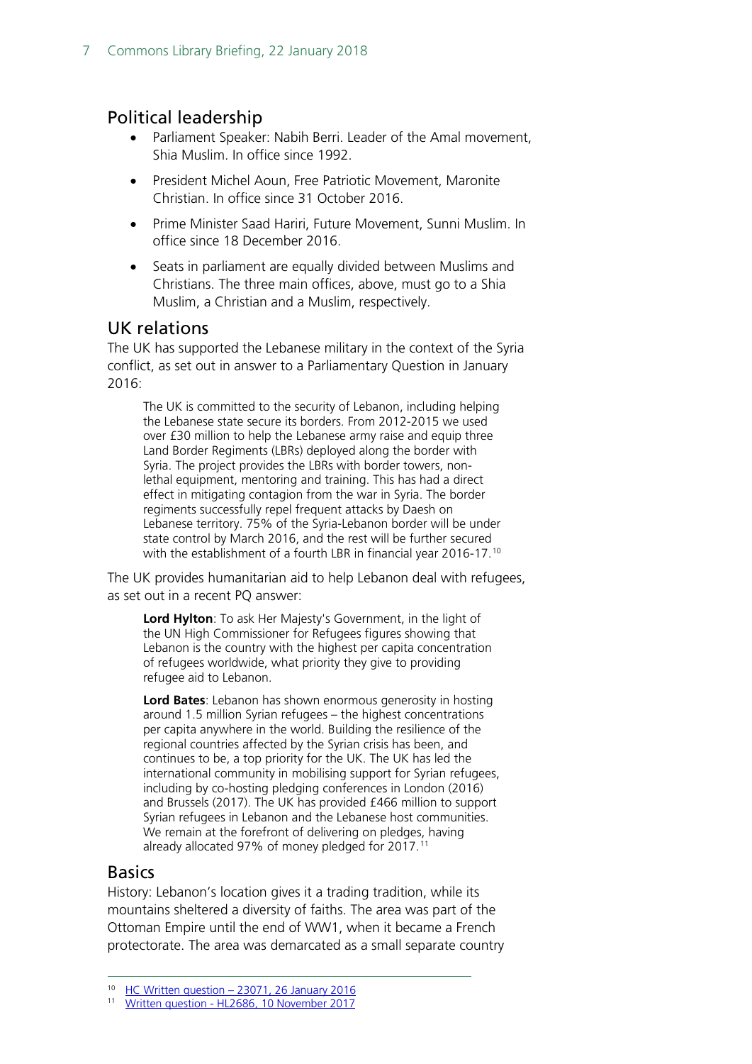## Political leadership

- Parliament Speaker: Nabih Berri. Leader of the Amal movement, Shia Muslim. In office since 1992.
- President Michel Aoun, Free Patriotic Movement, Maronite Christian. In office since 31 October 2016.
- Prime Minister Saad Hariri, Future Movement, Sunni Muslim. In office since 18 December 2016.
- Seats in parliament are equally divided between Muslims and Christians. The three main offices, above, must go to a Shia Muslim, a Christian and a Muslim, respectively.

## UK relations

The UK has supported the Lebanese military in the context of the Syria conflict, as set out in answer to a Parliamentary Question in January 2016:

> The UK is committed to the security of Lebanon, including helping the Lebanese state secure its borders. From 2012-2015 we used over £30 million to help the Lebanese army raise and equip three Land Border Regiments (LBRs) deployed along the border with Syria. The project provides the LBRs with border towers, non-lethal equipment, mentoring and training. This has had a direct effect in mitigating contagion from the war in Syria. The border regiments successfully repel frequent attacks by Daesh on Lebanese territory. 75% of the Syria-Lebanon border will be under state control by March 2016, and the rest will be further secured with the establishment of a fourth LBR in financial year 2016-17.[10]

The UK provides humanitarian aid to help Lebanon deal with refugees, as set out in a recent PQ answer:

> **Lord Hylton**: To ask Her Majesty's Government, in the light of the UN High Commissioner for Refugees figures showing that Lebanon is the country with the highest per capita concentration of refugees worldwide, what priority they give to providing refugee aid to Lebanon.
>
> **Lord Bates**: Lebanon has shown enormous generosity in hosting around 1.5 million Syrian refugees – the highest concentrations per capita anywhere in the world. Building the resilience of the regional countries affected by the Syrian crisis has been, and continues to be, a top priority for the UK. The UK has led the international community in mobilising support for Syrian refugees, including by co-hosting pledging conferences in London (2016) and Brussels (2017). The UK has provided £466 million to support Syrian refugees in Lebanon and the Lebanese host communities. We remain at the forefront of delivering on pledges, having already allocated 97% of money pledged for 2017.[11]

## Basics

History: Lebanon's location gives it a trading tradition, while its mountains sheltered a diversity of faiths. The area was part of the Ottoman Empire until the end of WW1, when it became a French protectorate. The area was demarcated as a small separate country

---

[10] HC Written question – 23071, 26 January 2016

[11] Written question - HL2686, 10 November 2017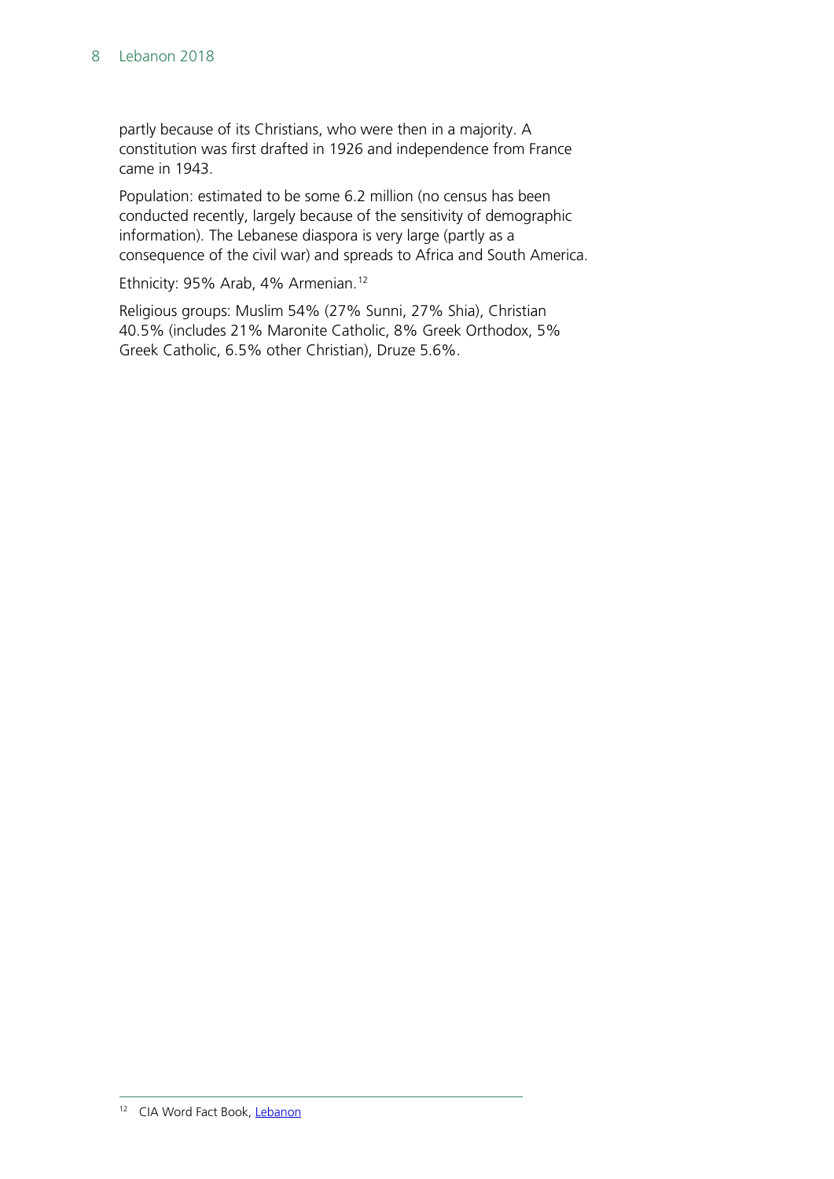partly because of its Christians, who were then in a majority. A constitution was first drafted in 1926 and independence from France came in 1943.

Population: estimated to be some 6.2 million (no census has been conducted recently, largely because of the sensitivity of demographic information). The Lebanese diaspora is very large (partly as a consequence of the civil war) and spreads to Africa and South America.

Ethnicity: 95% Arab, 4% Armenian.[12]

Religious groups: Muslim 54% (27% Sunni, 27% Shia), Christian 40.5% (includes 21% Maronite Catholic, 8% Greek Orthodox, 5% Greek Catholic, 6.5% other Christian), Druze 5.6%.

---

[12] CIA Word Fact Book, [Lebanon]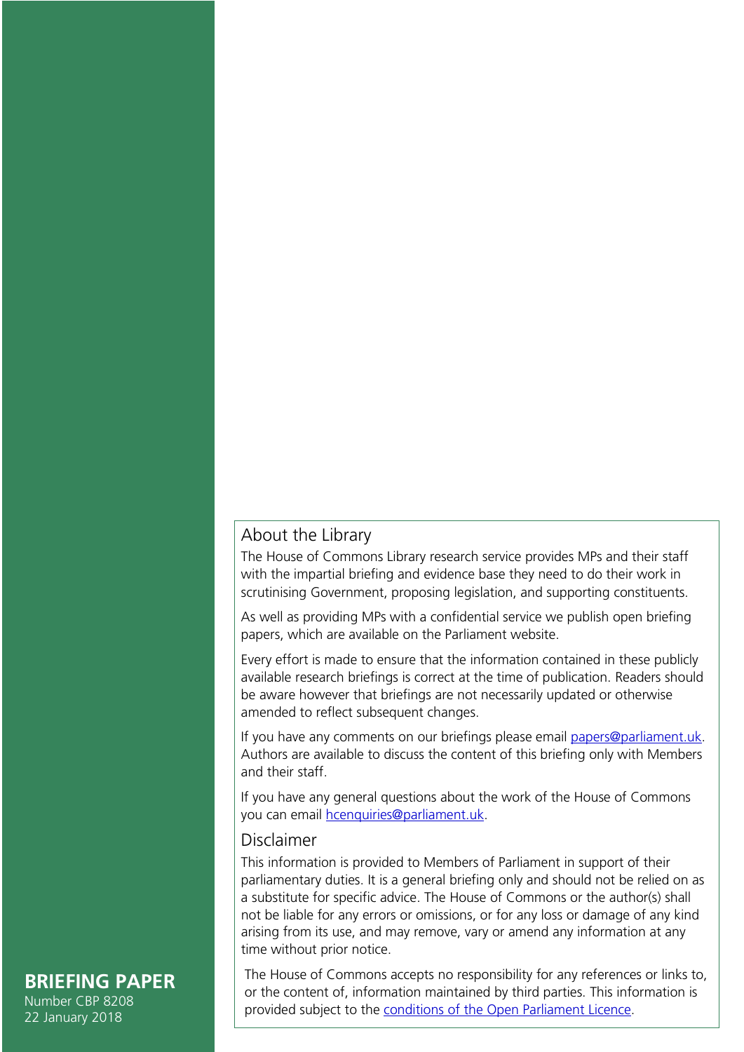## About the Library

The House of Commons Library research service provides MPs and their staff with the impartial briefing and evidence base they need to do their work in scrutinising Government, proposing legislation, and supporting constituents.

As well as providing MPs with a confidential service we publish open briefing papers, which are available on the Parliament website.

Every effort is made to ensure that the information contained in these publicly available research briefings is correct at the time of publication. Readers should be aware however that briefings are not necessarily updated or otherwise amended to reflect subsequent changes.

If you have any comments on our briefings please email papers@parliament.uk. Authors are available to discuss the content of this briefing only with Members and their staff.

If you have any general questions about the work of the House of Commons you can email hcenquiries@parliament.uk.

## Disclaimer

This information is provided to Members of Parliament in support of their parliamentary duties. It is a general briefing only and should not be relied on as a substitute for specific advice. The House of Commons or the author(s) shall not be liable for any errors or omissions, or for any loss or damage of any kind arising from its use, and may remove, vary or amend any information at any time without prior notice.

The House of Commons accepts no responsibility for any references or links to, or the content of, information maintained by third parties. This information is provided subject to the conditions of the Open Parliament Licence.

**BRIEFING PAPER**
Number CBP 8208
22 January 2018